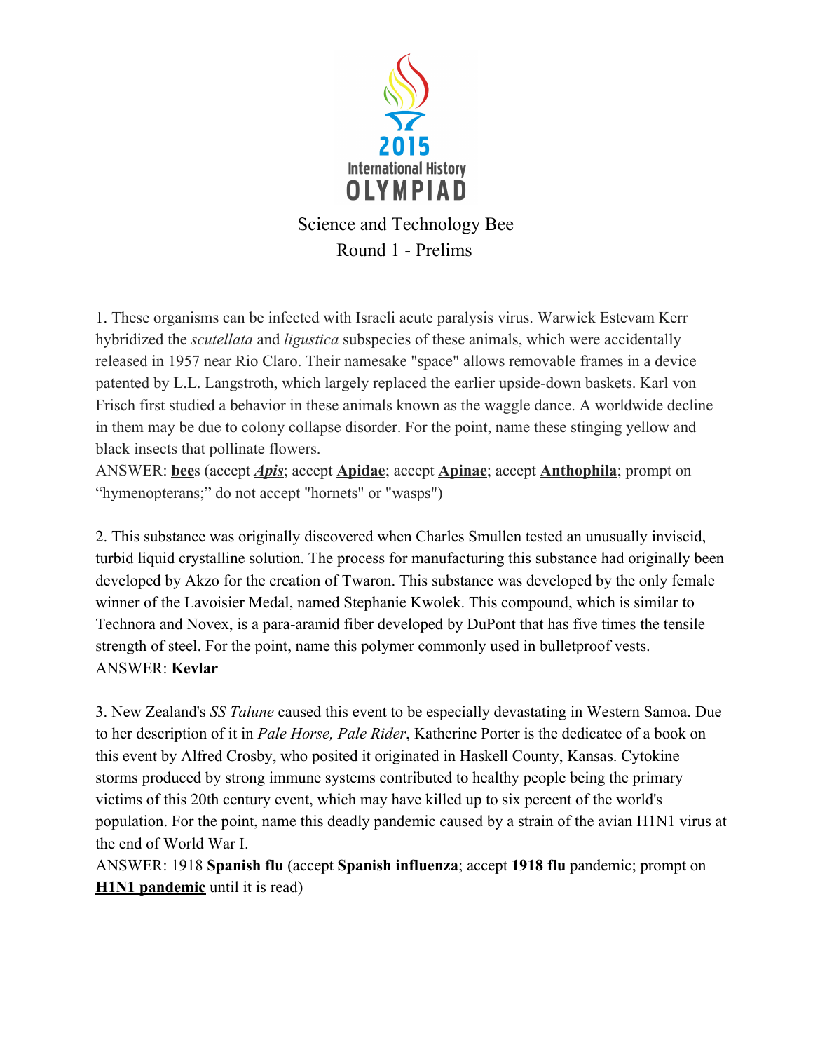# Science and Technology Bee
## Round 1 - Prelims

1. These organisms can be infected with Israeli acute paralysis virus. Warwick Estevam Kerr hybridized the *scutellata* and *ligustica* subspecies of these animals, which were accidentally released in 1957 near Rio Claro. Their namesake "space" allows removable frames in a device patented by L.L. Langstroth, which largely replaced the earlier upside-down baskets. Karl von Frisch first studied a behavior in these animals known as the waggle dance. A worldwide decline in them may be due to colony collapse disorder. For the point, name these stinging yellow and black insects that pollinate flowers.
ANSWER: **bee**s (accept ***Apis***; accept **Apidae**; accept **Apinae**; accept **Anthophila**; prompt on "hymenopterans;" do not accept "hornets" or "wasps")

2. This substance was originally discovered when Charles Smullen tested an unusually inviscid, turbid liquid crystalline solution. The process for manufacturing this substance had originally been developed by Akzo for the creation of Twaron. This substance was developed by the only female winner of the Lavoisier Medal, named Stephanie Kwolek. This compound, which is similar to Technora and Novex, is a para-aramid fiber developed by DuPont that has five times the tensile strength of steel. For the point, name this polymer commonly used in bulletproof vests.
ANSWER: **Kevlar**

3. New Zealand's *SS Talune* caused this event to be especially devastating in Western Samoa. Due to her description of it in *Pale Horse, Pale Rider*, Katherine Porter is the dedicatee of a book on this event by Alfred Crosby, who posited it originated in Haskell County, Kansas. Cytokine storms produced by strong immune systems contributed to healthy people being the primary victims of this 20th century event, which may have killed up to six percent of the world's population. For the point, name this deadly pandemic caused by a strain of the avian H1N1 virus at the end of World War I.
ANSWER: 1918 **Spanish flu** (accept **Spanish influenza**; accept **1918 flu** pandemic; prompt on **H1N1 pandemic** until it is read)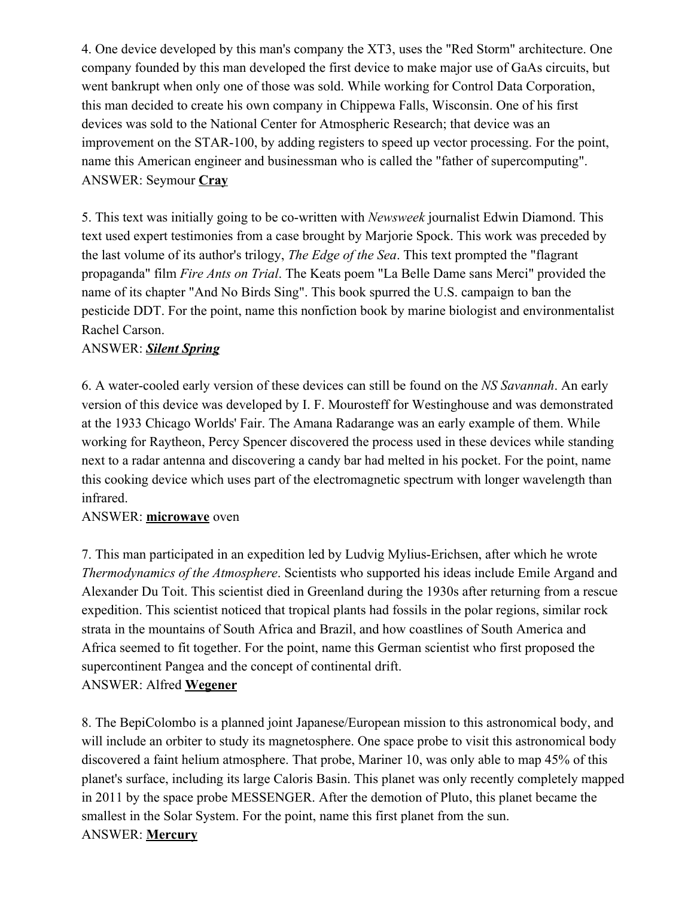4. One device developed by this man's company the XT3, uses the "Red Storm" architecture. One company founded by this man developed the first device to make major use of GaAs circuits, but went bankrupt when only one of those was sold. While working for Control Data Corporation, this man decided to create his own company in Chippewa Falls, Wisconsin. One of his first devices was sold to the National Center for Atmospheric Research; that device was an improvement on the STAR-100, by adding registers to speed up vector processing. For the point, name this American engineer and businessman who is called the "father of supercomputing".
ANSWER: Seymour **Cray**

5. This text was initially going to be co-written with *Newsweek* journalist Edwin Diamond. This text used expert testimonies from a case brought by Marjorie Spock. This work was preceded by the last volume of its author's trilogy, *The Edge of the Sea*. This text prompted the "flagrant propaganda" film *Fire Ants on Trial*. The Keats poem "La Belle Dame sans Merci" provided the name of its chapter "And No Birds Sing". This book spurred the U.S. campaign to ban the pesticide DDT. For the point, name this nonfiction book by marine biologist and environmentalist Rachel Carson.
ANSWER: ***Silent Spring***

6. A water-cooled early version of these devices can still be found on the *NS Savannah*. An early version of this device was developed by I. F. Mourosteff for Westinghouse and was demonstrated at the 1933 Chicago Worlds' Fair. The Amana Radarange was an early example of them. While working for Raytheon, Percy Spencer discovered the process used in these devices while standing next to a radar antenna and discovering a candy bar had melted in his pocket. For the point, name this cooking device which uses part of the electromagnetic spectrum with longer wavelength than infrared.
ANSWER: **microwave** oven

7. This man participated in an expedition led by Ludvig Mylius-Erichsen, after which he wrote *Thermodynamics of the Atmosphere*. Scientists who supported his ideas include Emile Argand and Alexander Du Toit. This scientist died in Greenland during the 1930s after returning from a rescue expedition. This scientist noticed that tropical plants had fossils in the polar regions, similar rock strata in the mountains of South Africa and Brazil, and how coastlines of South America and Africa seemed to fit together. For the point, name this German scientist who first proposed the supercontinent Pangea and the concept of continental drift.
ANSWER: Alfred **Wegener**

8. The BepiColombo is a planned joint Japanese/European mission to this astronomical body, and will include an orbiter to study its magnetosphere. One space probe to visit this astronomical body discovered a faint helium atmosphere. That probe, Mariner 10, was only able to map 45% of this planet's surface, including its large Caloris Basin. This planet was only recently completely mapped in 2011 by the space probe MESSENGER. After the demotion of Pluto, this planet became the smallest in the Solar System. For the point, name this first planet from the sun.
ANSWER: **Mercury**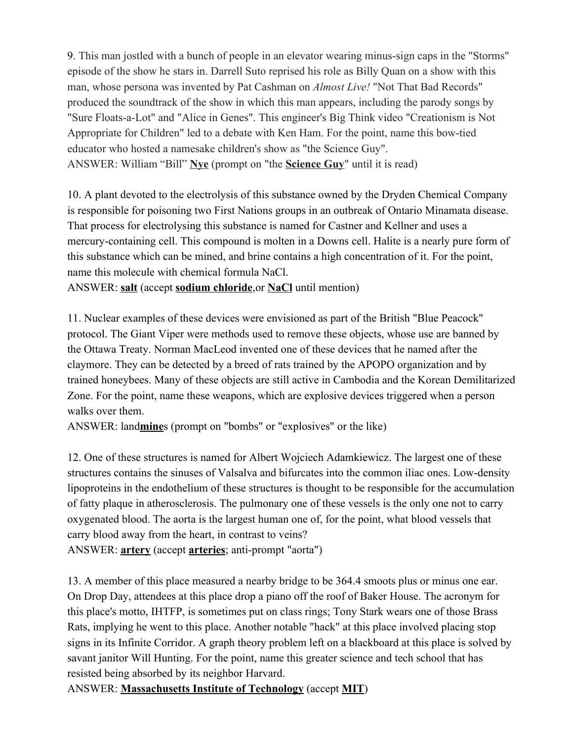9. This man jostled with a bunch of people in an elevator wearing minus-sign caps in the "Storms" episode of the show he stars in. Darrell Suto reprised his role as Billy Quan on a show with this man, whose persona was invented by Pat Cashman on *Almost Live!* "Not That Bad Records" produced the soundtrack of the show in which this man appears, including the parody songs by "Sure Floats-a-Lot" and "Alice in Genes". This engineer's Big Think video "Creationism is Not Appropriate for Children" led to a debate with Ken Ham. For the point, name this bow-tied educator who hosted a namesake children's show as "the Science Guy".
ANSWER: William "Bill" **Nye** (prompt on "the **Science Guy**" until it is read)

10. A plant devoted to the electrolysis of this substance owned by the Dryden Chemical Company is responsible for poisoning two First Nations groups in an outbreak of Ontario Minamata disease. That process for electrolysing this substance is named for Castner and Kellner and uses a mercury-containing cell. This compound is molten in a Downs cell. Halite is a nearly pure form of this substance which can be mined, and brine contains a high concentration of it. For the point, name this molecule with chemical formula $NaCl$.
ANSWER: **salt** (accept **sodium chloride**,or **$NaCl$** until mention)

11. Nuclear examples of these devices were envisioned as part of the British "Blue Peacock" protocol. The Giant Viper were methods used to remove these objects, whose use are banned by the Ottawa Treaty. Norman MacLeod invented one of these devices that he named after the claymore. They can be detected by a breed of rats trained by the APOPO organization and by trained honeybees. Many of these objects are still active in Cambodia and the Korean Demilitarized Zone. For the point, name these weapons, which are explosive devices triggered when a person walks over them.
ANSWER: land**mine**s (prompt on "bombs" or "explosives" or the like)

12. One of these structures is named for Albert Wojciech Adamkiewicz. The largest one of these structures contains the sinuses of Valsalva and bifurcates into the common iliac ones. Low-density lipoproteins in the endothelium of these structures is thought to be responsible for the accumulation of fatty plaque in atherosclerosis. The pulmonary one of these vessels is the only one not to carry oxygenated blood. The aorta is the largest human one of, for the point, what blood vessels that carry blood away from the heart, in contrast to veins?
ANSWER: **artery** (accept **arteries**; anti-prompt "aorta")

13. A member of this place measured a nearby bridge to be 364.4 smoots plus or minus one ear. On Drop Day, attendees at this place drop a piano off the roof of Baker House. The acronym for this place's motto, IHTFP, is sometimes put on class rings; Tony Stark wears one of those Brass Rats, implying he went to this place. Another notable "hack" at this place involved placing stop signs in its Infinite Corridor. A graph theory problem left on a blackboard at this place is solved by savant janitor Will Hunting. For the point, name this greater science and tech school that has resisted being absorbed by its neighbor Harvard.
ANSWER: **Massachusetts Institute of Technology** (accept **MIT**)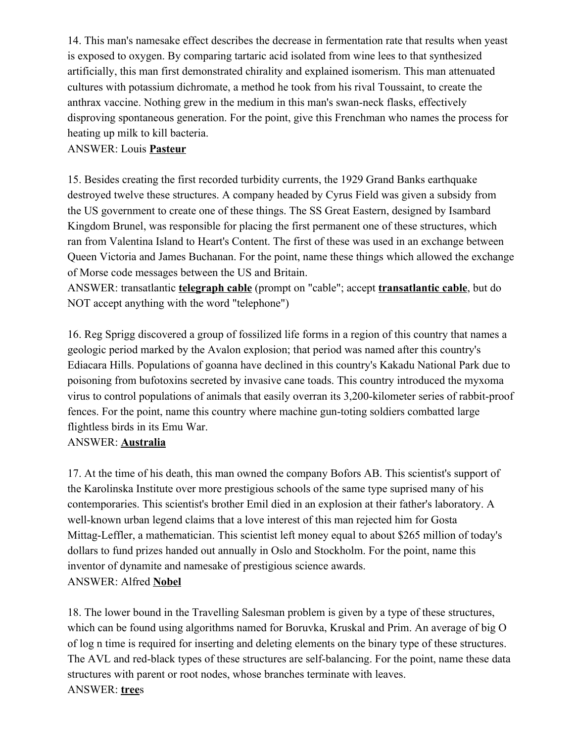14. This man's namesake effect describes the decrease in fermentation rate that results when yeast is exposed to oxygen. By comparing tartaric acid isolated from wine lees to that synthesized artificially, this man first demonstrated chirality and explained isomerism. This man attenuated cultures with potassium dichromate, a method he took from his rival Toussaint, to create the anthrax vaccine. Nothing grew in the medium in this man's swan-neck flasks, effectively disproving spontaneous generation. For the point, give this Frenchman who names the process for heating up milk to kill bacteria.
ANSWER: Louis **Pasteur**

15. Besides creating the first recorded turbidity currents, the 1929 Grand Banks earthquake destroyed twelve these structures. A company headed by Cyrus Field was given a subsidy from the US government to create one of these things. The SS Great Eastern, designed by Isambard Kingdom Brunel, was responsible for placing the first permanent one of these structures, which ran from Valentina Island to Heart's Content. The first of these was used in an exchange between Queen Victoria and James Buchanan. For the point, name these things which allowed the exchange of Morse code messages between the US and Britain.
ANSWER: transatlantic **telegraph cable** (prompt on "cable"; accept **transatlantic cable**, but do NOT accept anything with the word "telephone")

16. Reg Sprigg discovered a group of fossilized life forms in a region of this country that names a geologic period marked by the Avalon explosion; that period was named after this country's Ediacara Hills. Populations of goanna have declined in this country's Kakadu National Park due to poisoning from bufotoxins secreted by invasive cane toads. This country introduced the myxoma virus to control populations of animals that easily overran its 3,200-kilometer series of rabbit-proof fences. For the point, name this country where machine gun-toting soldiers combatted large flightless birds in its Emu War.
ANSWER: **Australia**

17. At the time of his death, this man owned the company Bofors AB. This scientist's support of the Karolinska Institute over more prestigious schools of the same type suprised many of his contemporaries. This scientist's brother Emil died in an explosion at their father's laboratory. A well-known urban legend claims that a love interest of this man rejected him for Gosta Mittag-Leffler, a mathematician. This scientist left money equal to about $265 million of today's dollars to fund prizes handed out annually in Oslo and Stockholm. For the point, name this inventor of dynamite and namesake of prestigious science awards.
ANSWER: Alfred **Nobel**

18. The lower bound in the Travelling Salesman problem is given by a type of these structures, which can be found using algorithms named for Boruvka, Kruskal and Prim. An average of big O of log n time is required for inserting and deleting elements on the binary type of these structures. The AVL and red-black types of these structures are self-balancing. For the point, name these data structures with parent or root nodes, whose branches terminate with leaves.
ANSWER: **tree**s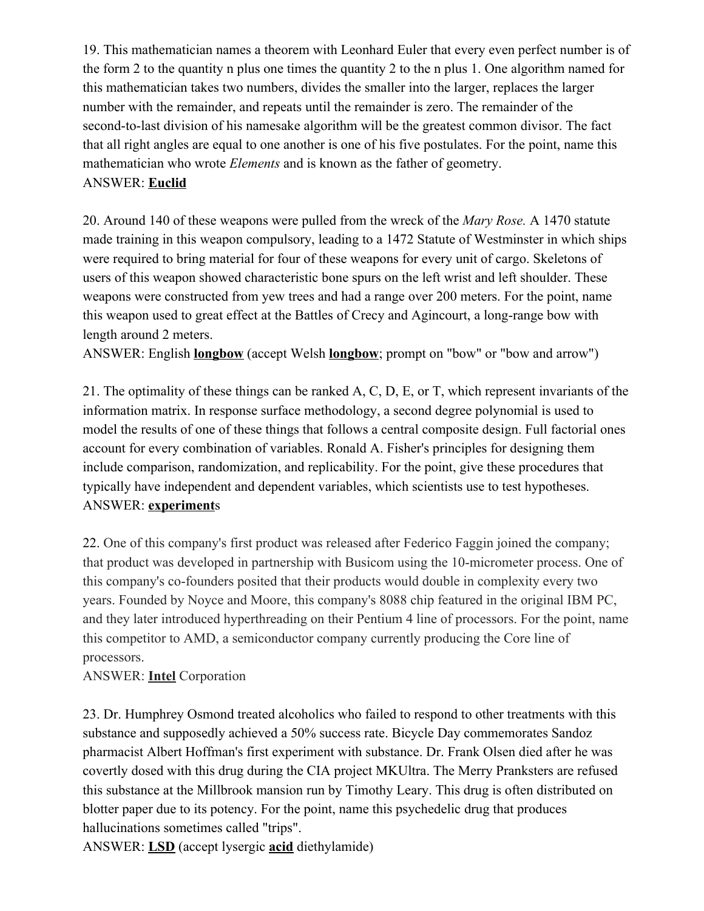19. This mathematician names a theorem with Leonhard Euler that every even perfect number is of the form 2 to the quantity n plus one times the quantity 2 to the n plus 1. One algorithm named for this mathematician takes two numbers, divides the smaller into the larger, replaces the larger number with the remainder, and repeats until the remainder is zero. The remainder of the second-to-last division of his namesake algorithm will be the greatest common divisor. The fact that all right angles are equal to one another is one of his five postulates. For the point, name this mathematician who wrote *Elements* and is known as the father of geometry.
ANSWER: **Euclid**

20. Around 140 of these weapons were pulled from the wreck of the *Mary Rose.* A 1470 statute made training in this weapon compulsory, leading to a 1472 Statute of Westminster in which ships were required to bring material for four of these weapons for every unit of cargo. Skeletons of users of this weapon showed characteristic bone spurs on the left wrist and left shoulder. These weapons were constructed from yew trees and had a range over 200 meters. For the point, name this weapon used to great effect at the Battles of Crecy and Agincourt, a long-range bow with length around 2 meters.
ANSWER: English **longbow** (accept Welsh **longbow**; prompt on "bow" or "bow and arrow")

21. The optimality of these things can be ranked A, C, D, E, or T, which represent invariants of the information matrix. In response surface methodology, a second degree polynomial is used to model the results of one of these things that follows a central composite design. Full factorial ones account for every combination of variables. Ronald A. Fisher's principles for designing them include comparison, randomization, and replicability. For the point, give these procedures that typically have independent and dependent variables, which scientists use to test hypotheses.
ANSWER: **experiment**s

22. One of this company's first product was released after Federico Faggin joined the company; that product was developed in partnership with Busicom using the 10-micrometer process. One of this company's co-founders posited that their products would double in complexity every two years. Founded by Noyce and Moore, this company's 8088 chip featured in the original IBM PC, and they later introduced hyperthreading on their Pentium 4 line of processors. For the point, name this competitor to AMD, a semiconductor company currently producing the Core line of processors.
ANSWER: **Intel** Corporation

23. Dr. Humphrey Osmond treated alcoholics who failed to respond to other treatments with this substance and supposedly achieved a 50% success rate. Bicycle Day commemorates Sandoz pharmacist Albert Hoffman's first experiment with substance. Dr. Frank Olsen died after he was covertly dosed with this drug during the CIA project MKUltra. The Merry Pranksters are refused this substance at the Millbrook mansion run by Timothy Leary. This drug is often distributed on blotter paper due to its potency. For the point, name this psychedelic drug that produces hallucinations sometimes called "trips".
ANSWER: **LSD** (accept lysergic **acid** diethylamide)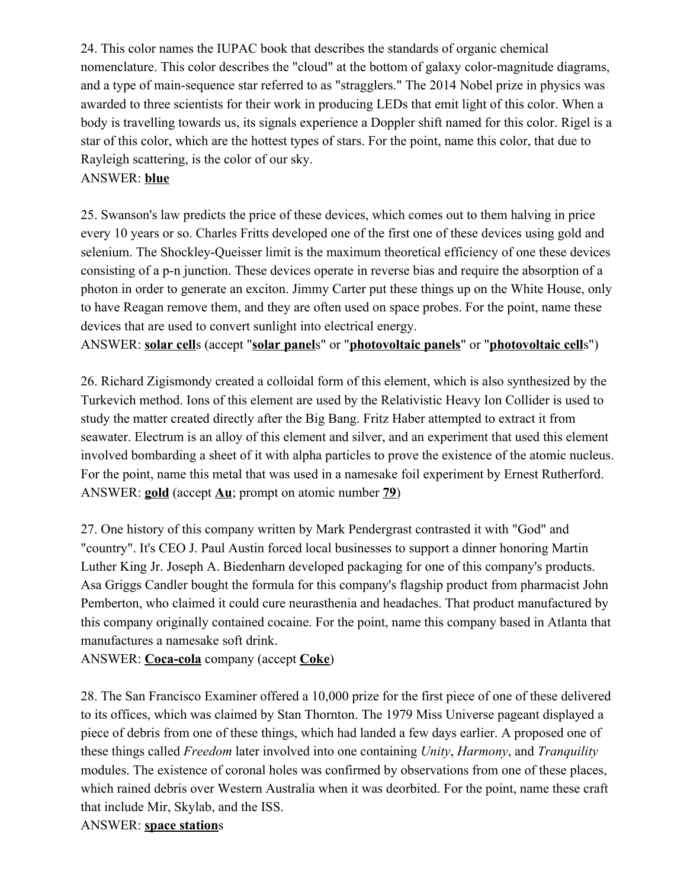24. This color names the IUPAC book that describes the standards of organic chemical nomenclature. This color describes the "cloud" at the bottom of galaxy color-magnitude diagrams, and a type of main-sequence star referred to as "stragglers." The 2014 Nobel prize in physics was awarded to three scientists for their work in producing LEDs that emit light of this color. When a body is travelling towards us, its signals experience a Doppler shift named for this color. Rigel is a star of this color, which are the hottest types of stars. For the point, name this color, that due to Rayleigh scattering, is the color of our sky.
ANSWER: **blue**

25. Swanson's law predicts the price of these devices, which comes out to them halving in price every 10 years or so. Charles Fritts developed one of the first one of these devices using gold and selenium. The Shockley-Queisser limit is the maximum theoretical efficiency of one these devices consisting of a p-n junction. These devices operate in reverse bias and require the absorption of a photon in order to generate an exciton. Jimmy Carter put these things up on the White House, only to have Reagan remove them, and they are often used on space probes. For the point, name these devices that are used to convert sunlight into electrical energy.
ANSWER: **solar cell**s (accept "**solar panel**s" or "**photovoltaic panels**" or "**photovoltaic cell**s")

26. Richard Zigismondy created a colloidal form of this element, which is also synthesized by the Turkevich method. Ions of this element are used by the Relativistic Heavy Ion Collider is used to study the matter created directly after the Big Bang. Fritz Haber attempted to extract it from seawater. Electrum is an alloy of this element and silver, and an experiment that used this element involved bombarding a sheet of it with alpha particles to prove the existence of the atomic nucleus. For the point, name this metal that was used in a namesake foil experiment by Ernest Rutherford.
ANSWER: **gold** (accept **Au**; prompt on atomic number **79**)

27. One history of this company written by Mark Pendergrast contrasted it with "God" and "country". It's CEO J. Paul Austin forced local businesses to support a dinner honoring Martin Luther King Jr. Joseph A. Biedenharn developed packaging for one of this company's products. Asa Griggs Candler bought the formula for this company's flagship product from pharmacist John Pemberton, who claimed it could cure neurasthenia and headaches. That product manufactured by this company originally contained cocaine. For the point, name this company based in Atlanta that manufactures a namesake soft drink.
ANSWER: **Coca-cola** company (accept **Coke**)

28. The San Francisco Examiner offered a 10,000 prize for the first piece of one of these delivered to its offices, which was claimed by Stan Thornton. The 1979 Miss Universe pageant displayed a piece of debris from one of these things, which had landed a few days earlier. A proposed one of these things called *Freedom* later involved into one containing *Unity*, *Harmony*, and *Tranquility* modules. The existence of coronal holes was confirmed by observations from one of these places, which rained debris over Western Australia when it was deorbited. For the point, name these craft that include Mir, Skylab, and the ISS.
ANSWER: **space station**s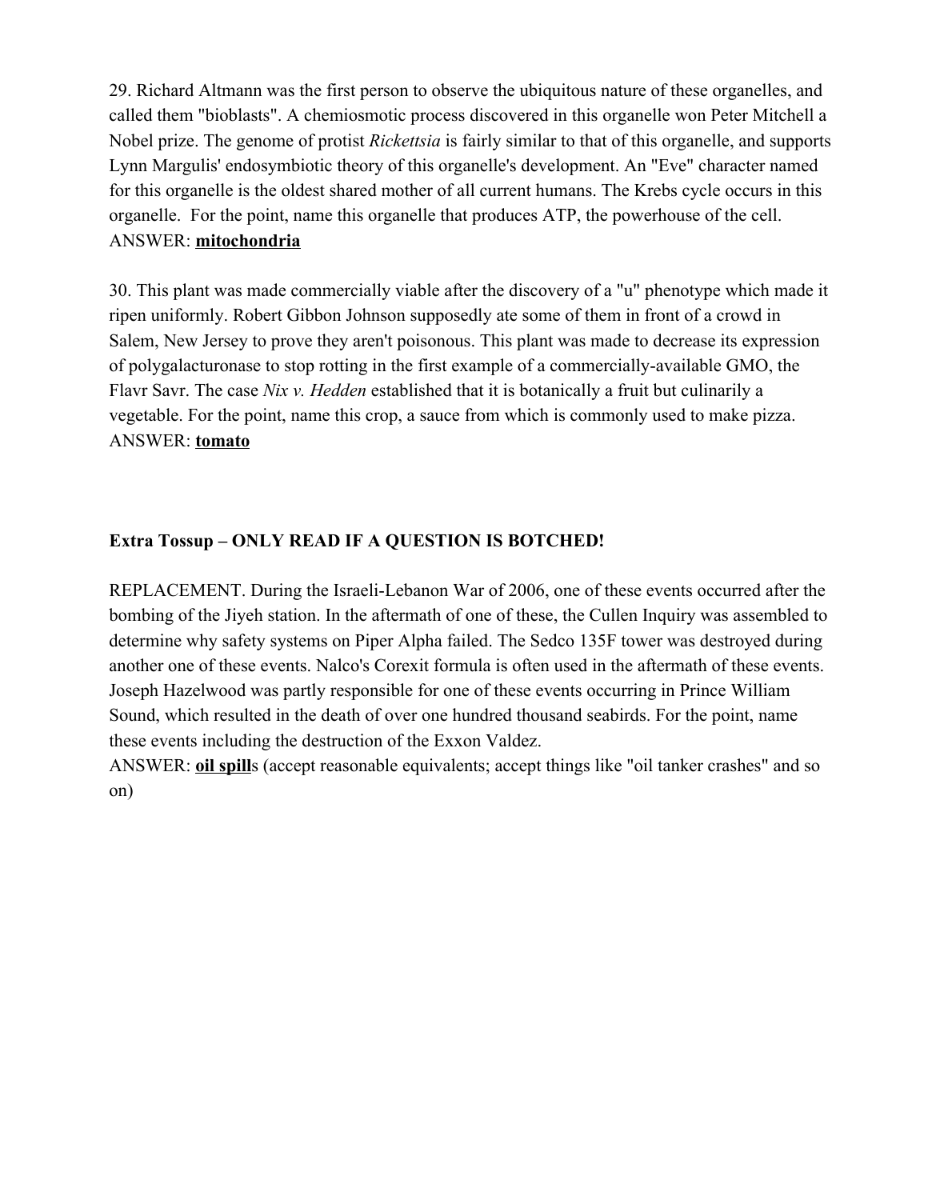29. Richard Altmann was the first person to observe the ubiquitous nature of these organelles, and called them "bioblasts". A chemiosmotic process discovered in this organelle won Peter Mitchell a Nobel prize. The genome of protist *Rickettsia* is fairly similar to that of this organelle, and supports Lynn Margulis' endosymbiotic theory of this organelle's development. An "Eve" character named for this organelle is the oldest shared mother of all current humans. The Krebs cycle occurs in this organelle. For the point, name this organelle that produces ATP, the powerhouse of the cell.
ANSWER: **mitochondria**

30. This plant was made commercially viable after the discovery of a "u" phenotype which made it ripen uniformly. Robert Gibbon Johnson supposedly ate some of them in front of a crowd in Salem, New Jersey to prove they aren't poisonous. This plant was made to decrease its expression of polygalacturonase to stop rotting in the first example of a commercially-available GMO, the Flavr Savr. The case *Nix v. Hedden* established that it is botanically a fruit but culinarily a vegetable. For the point, name this crop, a sauce from which is commonly used to make pizza.
ANSWER: **tomato**

**Extra Tossup – ONLY READ IF A QUESTION IS BOTCHED!**

REPLACEMENT. During the Israeli-Lebanon War of 2006, one of these events occurred after the bombing of the Jiyeh station. In the aftermath of one of these, the Cullen Inquiry was assembled to determine why safety systems on Piper Alpha failed. The Sedco 135F tower was destroyed during another one of these events. Nalco's Corexit formula is often used in the aftermath of these events. Joseph Hazelwood was partly responsible for one of these events occurring in Prince William Sound, which resulted in the death of over one hundred thousand seabirds. For the point, name these events including the destruction of the Exxon Valdez.
ANSWER: **oil spill**s (accept reasonable equivalents; accept things like "oil tanker crashes" and so on)